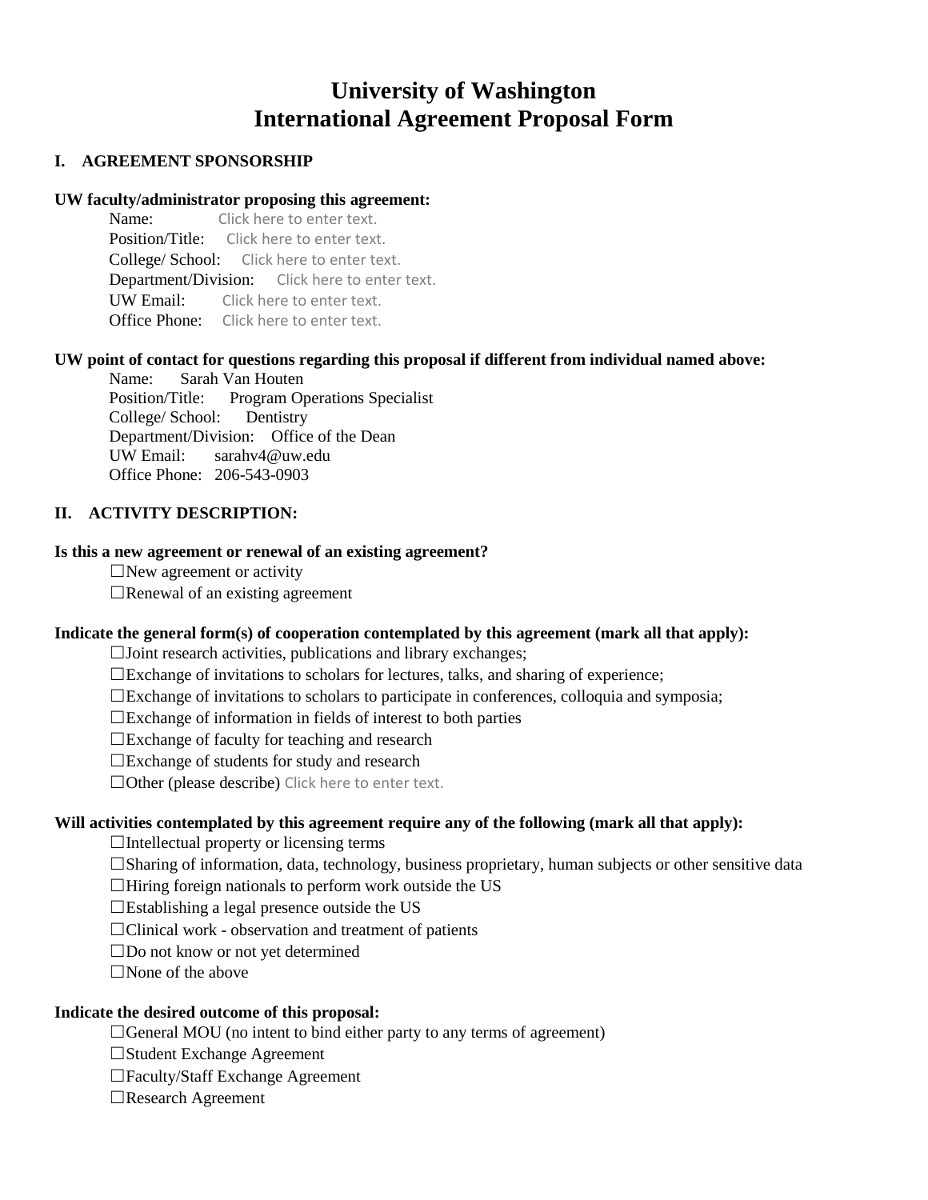# University of Washington
# International Agreement Proposal Form

## I. AGREEMENT SPONSORSHIP

**UW faculty/administrator proposing this agreement:**

Name: Click here to enter text.
Position/Title: Click here to enter text.
College/ School: Click here to enter text.
Department/Division: Click here to enter text.
UW Email: Click here to enter text.
Office Phone: Click here to enter text.

**UW point of contact for questions regarding this proposal if different from individual named above:**

Name: Sarah Van Houten
Position/Title: Program Operations Specialist
College/ School: Dentistry
Department/Division: Office of the Dean
UW Email: sarahv4@uw.edu
Office Phone: 206-543-0903

## II. ACTIVITY DESCRIPTION:

**Is this a new agreement or renewal of an existing agreement?**

☐New agreement or activity
☐Renewal of an existing agreement

**Indicate the general form(s) of cooperation contemplated by this agreement (mark all that apply):**

☐Joint research activities, publications and library exchanges;
☐Exchange of invitations to scholars for lectures, talks, and sharing of experience;
☐Exchange of invitations to scholars to participate in conferences, colloquia and symposia;
☐Exchange of information in fields of interest to both parties
☐Exchange of faculty for teaching and research
☐Exchange of students for study and research
☐Other (please describe) Click here to enter text.

**Will activities contemplated by this agreement require any of the following (mark all that apply):**

☐Intellectual property or licensing terms
☐Sharing of information, data, technology, business proprietary, human subjects or other sensitive data
☐Hiring foreign nationals to perform work outside the US
☐Establishing a legal presence outside the US
☐Clinical work - observation and treatment of patients
☐Do not know or not yet determined
☐None of the above

**Indicate the desired outcome of this proposal:**

☐General MOU (no intent to bind either party to any terms of agreement)
☐Student Exchange Agreement
☐Faculty/Staff Exchange Agreement
☐Research Agreement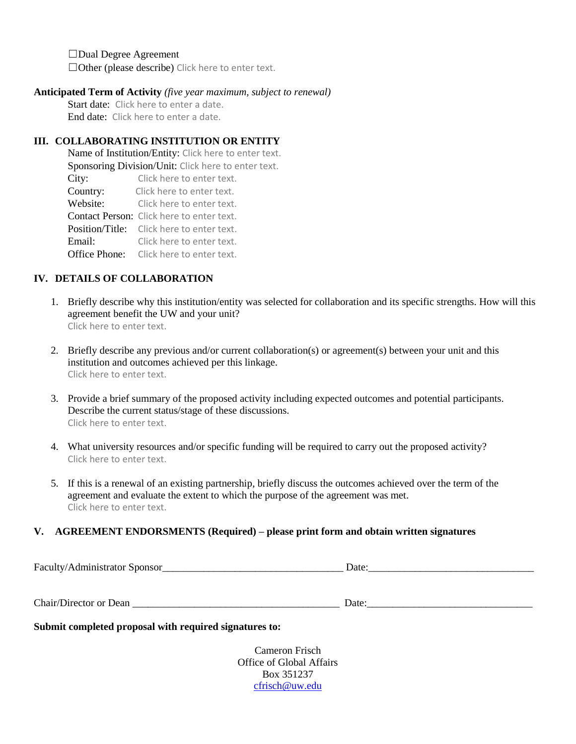☐Dual Degree Agreement
☐Other (please describe) Click here to enter text.

**Anticipated Term of Activity** *(five year maximum, subject to renewal)*

Start date: Click here to enter a date.
End date: Click here to enter a date.

## III. COLLABORATING INSTITUTION OR ENTITY

Name of Institution/Entity: Click here to enter text.
Sponsoring Division/Unit: Click here to enter text.
City: Click here to enter text.
Country: Click here to enter text.
Website: Click here to enter text.
Contact Person: Click here to enter text.
Position/Title: Click here to enter text.
Email: Click here to enter text.
Office Phone: Click here to enter text.

## IV. DETAILS OF COLLABORATION

1. Briefly describe why this institution/entity was selected for collaboration and its specific strengths. How will this agreement benefit the UW and your unit?
   Click here to enter text.

2. Briefly describe any previous and/or current collaboration(s) or agreement(s) between your unit and this institution and outcomes achieved per this linkage.
   Click here to enter text.

3. Provide a brief summary of the proposed activity including expected outcomes and potential participants. Describe the current status/stage of these discussions.
   Click here to enter text.

4. What university resources and/or specific funding will be required to carry out the proposed activity?
   Click here to enter text.

5. If this is a renewal of an existing partnership, briefly discuss the outcomes achieved over the term of the agreement and evaluate the extent to which the purpose of the agreement was met.
   Click here to enter text.

## V. AGREEMENT ENDORSMENTS (Required) – please print form and obtain written signatures

Faculty/Administrator Sponsor___________________________________ Date:_______________________________

Chair/Director or Dean ________________________________________ Date:_______________________________

**Submit completed proposal with required signatures to:**

Cameron Frisch
Office of Global Affairs
Box 351237
cfrisch@uw.edu